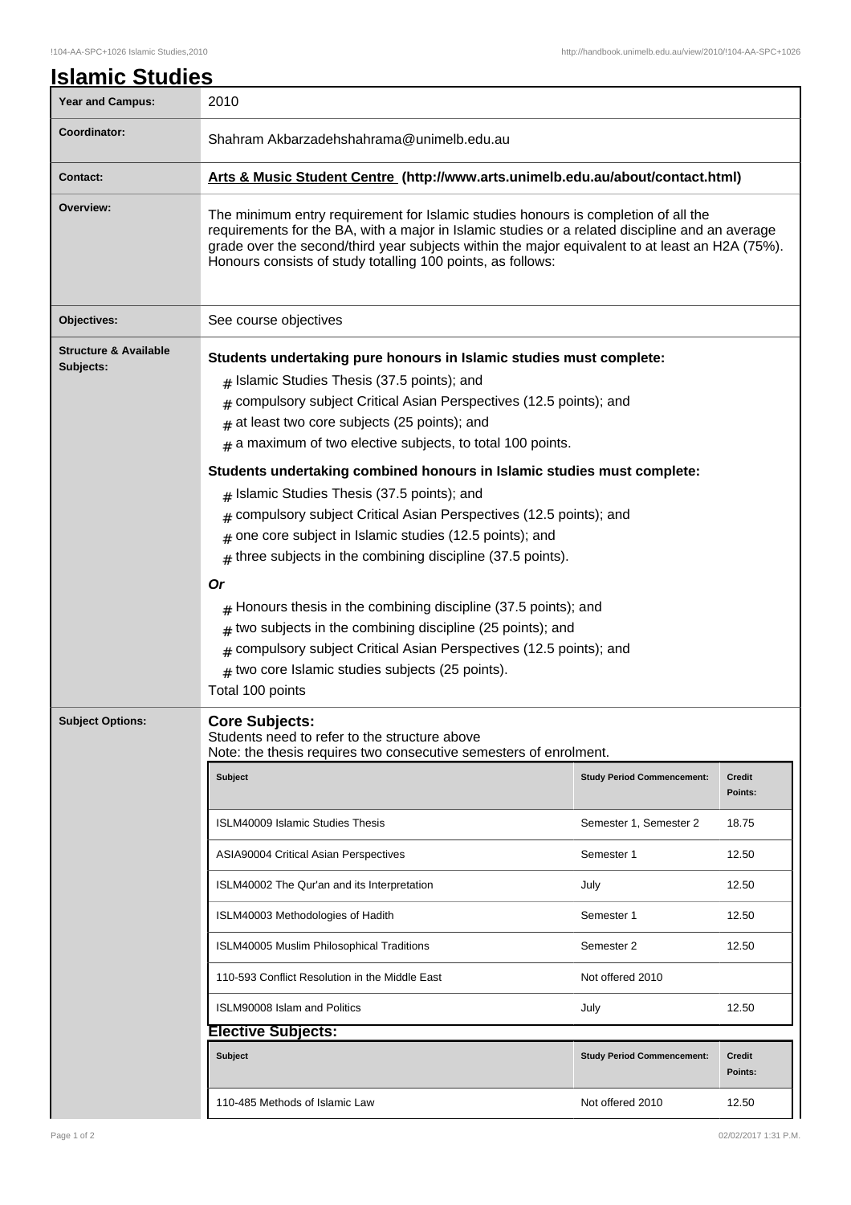# Islamic Studies

| | |
|---|---|
| **Year and Campus:** | 2010 |
| **Coordinator:** | Shahram Akbarzadehshahrama@unimelb.edu.au |
| **Contact:** | **Arts & Music Student Centre (http://www.arts.unimelb.edu.au/about/contact.html)** |
| **Overview:** | The minimum entry requirement for Islamic studies honours is completion of all the requirements for the BA, with a major in Islamic studies or a related discipline and an average grade over the second/third year subjects within the major equivalent to at least an H2A (75%). Honours consists of study totalling 100 points, as follows: |
| **Objectives:** | See course objectives |

**Structure & Available Subjects:**

**Students undertaking pure honours in Islamic studies must complete:**

- Islamic Studies Thesis (37.5 points); and
- compulsory subject Critical Asian Perspectives (12.5 points); and
- at least two core subjects (25 points); and
- a maximum of two elective subjects, to total 100 points.

**Students undertaking combined honours in Islamic studies must complete:**

- Islamic Studies Thesis (37.5 points); and
- compulsory subject Critical Asian Perspectives (12.5 points); and
- one core subject in Islamic studies (12.5 points); and
- three subjects in the combining discipline (37.5 points).

***Or***

- Honours thesis in the combining discipline (37.5 points); and
- two subjects in the combining discipline (25 points); and
- compulsory subject Critical Asian Perspectives (12.5 points); and
- two core Islamic studies subjects (25 points).

Total 100 points

**Subject Options:**

## Core Subjects:

Students need to refer to the structure above
Note: the thesis requires two consecutive semesters of enrolment.

| Subject | Study Period Commencement: | Credit Points: |
|---|---|---|
| ISLM40009 Islamic Studies Thesis | Semester 1, Semester 2 | 18.75 |
| ASIA90004 Critical Asian Perspectives | Semester 1 | 12.50 |
| ISLM40002 The Qur'an and its Interpretation | July | 12.50 |
| ISLM40003 Methodologies of Hadith | Semester 1 | 12.50 |
| ISLM40005 Muslim Philosophical Traditions | Semester 2 | 12.50 |
| 110-593 Conflict Resolution in the Middle East | Not offered 2010 | |
| ISLM90008 Islam and Politics | July | 12.50 |

## Elective Subjects:

| Subject | Study Period Commencement: | Credit Points: |
|---|---|---|
| 110-485 Methods of Islamic Law | Not offered 2010 | 12.50 |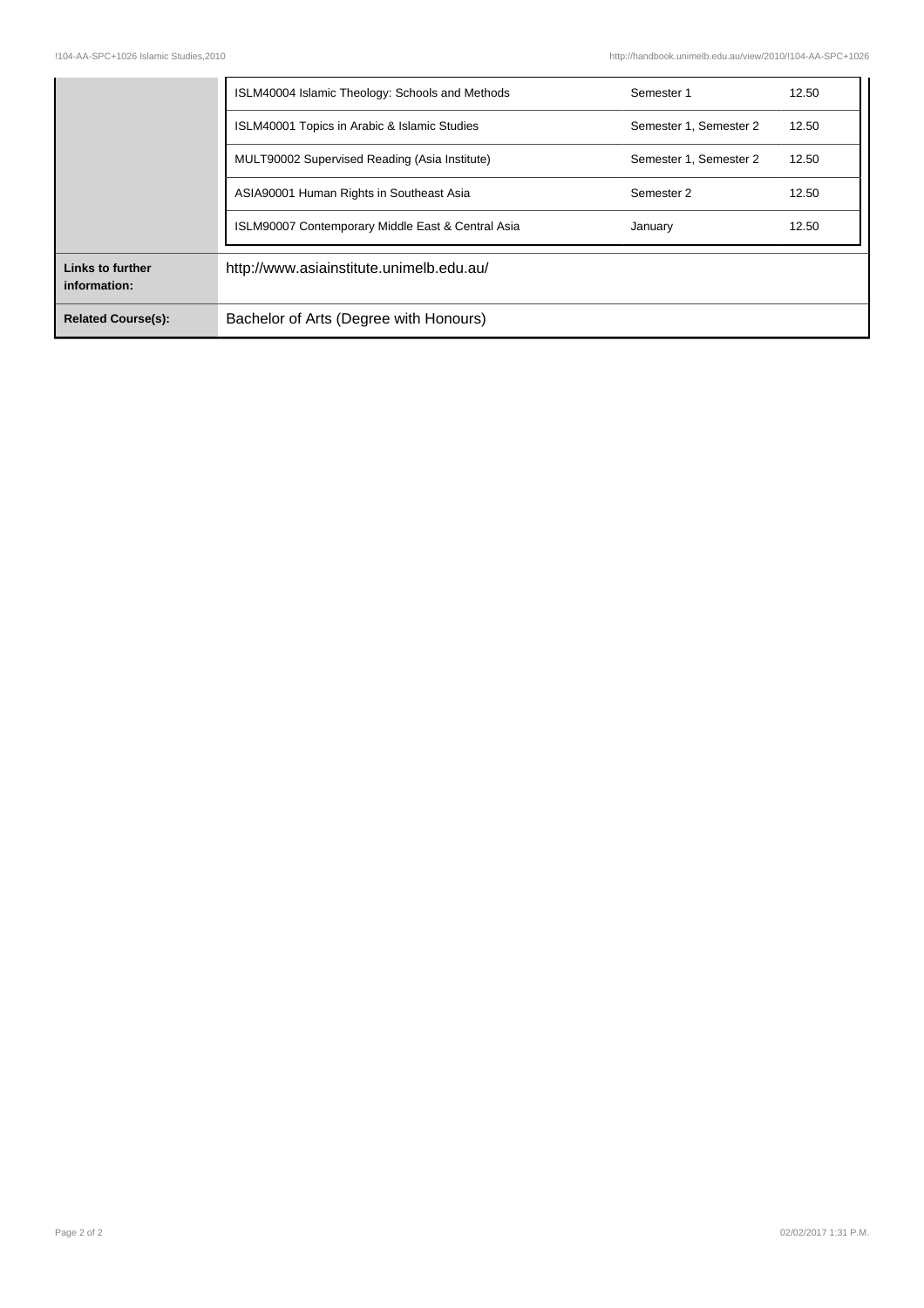| | | | |
|---|---|---|---|
| | ISLM40004 Islamic Theology: Schools and Methods | Semester 1 | 12.50 |
| | ISLM40001 Topics in Arabic & Islamic Studies | Semester 1, Semester 2 | 12.50 |
| | MULT90002 Supervised Reading (Asia Institute) | Semester 1, Semester 2 | 12.50 |
| | ASIA90001 Human Rights in Southeast Asia | Semester 2 | 12.50 |
| | ISLM90007 Contemporary Middle East & Central Asia | January | 12.50 |
| **Links to further information:** | http://www.asiainstitute.unimelb.edu.au/ | | |
| **Related Course(s):** | Bachelor of Arts (Degree with Honours) | | |